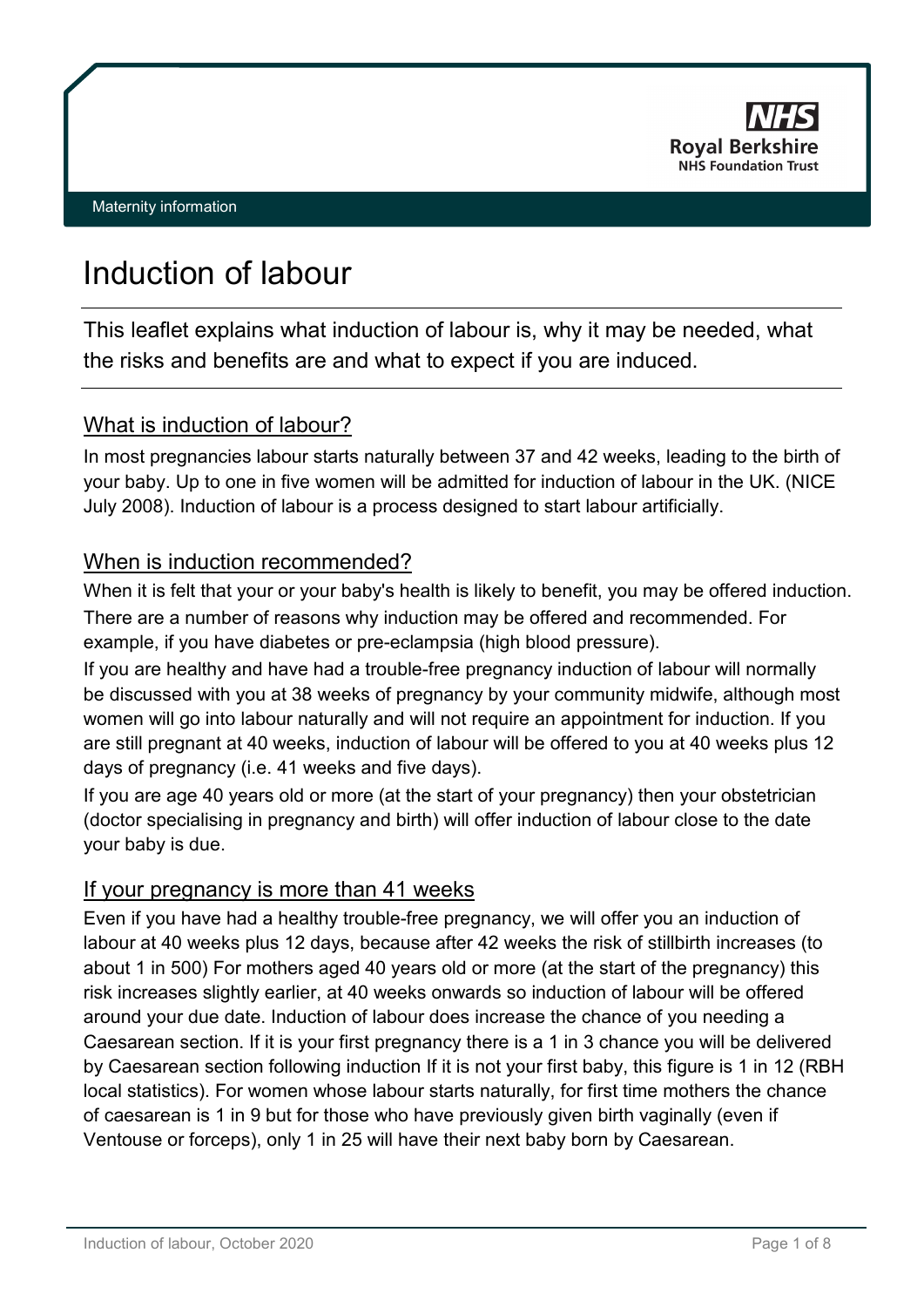NHS
Royal Berkshire
NHS Foundation Trust

Maternity information

# Induction of labour

This leaflet explains what induction of labour is, why it may be needed, what the risks and benefits are and what to expect if you are induced.

## What is induction of labour?

In most pregnancies labour starts naturally between 37 and 42 weeks, leading to the birth of your baby. Up to one in five women will be admitted for induction of labour in the UK. (NICE July 2008). Induction of labour is a process designed to start labour artificially.

## When is induction recommended?

When it is felt that your or your baby's health is likely to benefit, you may be offered induction. There are a number of reasons why induction may be offered and recommended. For example, if you have diabetes or pre-eclampsia (high blood pressure).

If you are healthy and have had a trouble-free pregnancy induction of labour will normally be discussed with you at 38 weeks of pregnancy by your community midwife, although most women will go into labour naturally and will not require an appointment for induction. If you are still pregnant at 40 weeks, induction of labour will be offered to you at 40 weeks plus 12 days of pregnancy (i.e. 41 weeks and five days).

If you are age 40 years old or more (at the start of your pregnancy) then your obstetrician (doctor specialising in pregnancy and birth) will offer induction of labour close to the date your baby is due.

## If your pregnancy is more than 41 weeks

Even if you have had a healthy trouble-free pregnancy, we will offer you an induction of labour at 40 weeks plus 12 days, because after 42 weeks the risk of stillbirth increases (to about 1 in 500) For mothers aged 40 years old or more (at the start of the pregnancy) this risk increases slightly earlier, at 40 weeks onwards so induction of labour will be offered around your due date. Induction of labour does increase the chance of you needing a Caesarean section. If it is your first pregnancy there is a 1 in 3 chance you will be delivered by Caesarean section following induction If it is not your first baby, this figure is 1 in 12 (RBH local statistics). For women whose labour starts naturally, for first time mothers the chance of caesarean is 1 in 9 but for those who have previously given birth vaginally (even if Ventouse or forceps), only 1 in 25 will have their next baby born by Caesarean.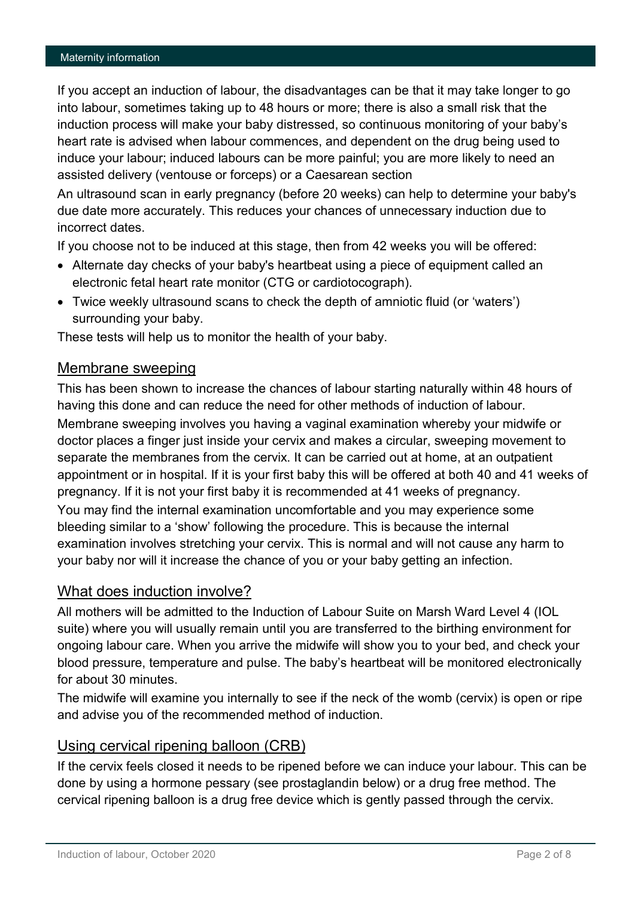If you accept an induction of labour, the disadvantages can be that it may take longer to go into labour, sometimes taking up to 48 hours or more; there is also a small risk that the induction process will make your baby distressed, so continuous monitoring of your baby's heart rate is advised when labour commences, and dependent on the drug being used to induce your labour; induced labours can be more painful; you are more likely to need an assisted delivery (ventouse or forceps) or a Caesarean section

An ultrasound scan in early pregnancy (before 20 weeks) can help to determine your baby's due date more accurately. This reduces your chances of unnecessary induction due to incorrect dates.

If you choose not to be induced at this stage, then from 42 weeks you will be offered:

- Alternate day checks of your baby's heartbeat using a piece of equipment called an electronic fetal heart rate monitor (CTG or cardiotocograph).
- Twice weekly ultrasound scans to check the depth of amniotic fluid (or 'waters') surrounding your baby.

These tests will help us to monitor the health of your baby.

## Membrane sweeping

This has been shown to increase the chances of labour starting naturally within 48 hours of having this done and can reduce the need for other methods of induction of labour.

Membrane sweeping involves you having a vaginal examination whereby your midwife or doctor places a finger just inside your cervix and makes a circular, sweeping movement to separate the membranes from the cervix. It can be carried out at home, at an outpatient appointment or in hospital. If it is your first baby this will be offered at both 40 and 41 weeks of pregnancy. If it is not your first baby it is recommended at 41 weeks of pregnancy.

You may find the internal examination uncomfortable and you may experience some bleeding similar to a 'show' following the procedure. This is because the internal examination involves stretching your cervix. This is normal and will not cause any harm to your baby nor will it increase the chance of you or your baby getting an infection.

## What does induction involve?

All mothers will be admitted to the Induction of Labour Suite on Marsh Ward Level 4 (IOL suite) where you will usually remain until you are transferred to the birthing environment for ongoing labour care. When you arrive the midwife will show you to your bed, and check your blood pressure, temperature and pulse. The baby's heartbeat will be monitored electronically for about 30 minutes.

The midwife will examine you internally to see if the neck of the womb (cervix) is open or ripe and advise you of the recommended method of induction.

## Using cervical ripening balloon (CRB)

If the cervix feels closed it needs to be ripened before we can induce your labour. This can be done by using a hormone pessary (see prostaglandin below) or a drug free method. The cervical ripening balloon is a drug free device which is gently passed through the cervix.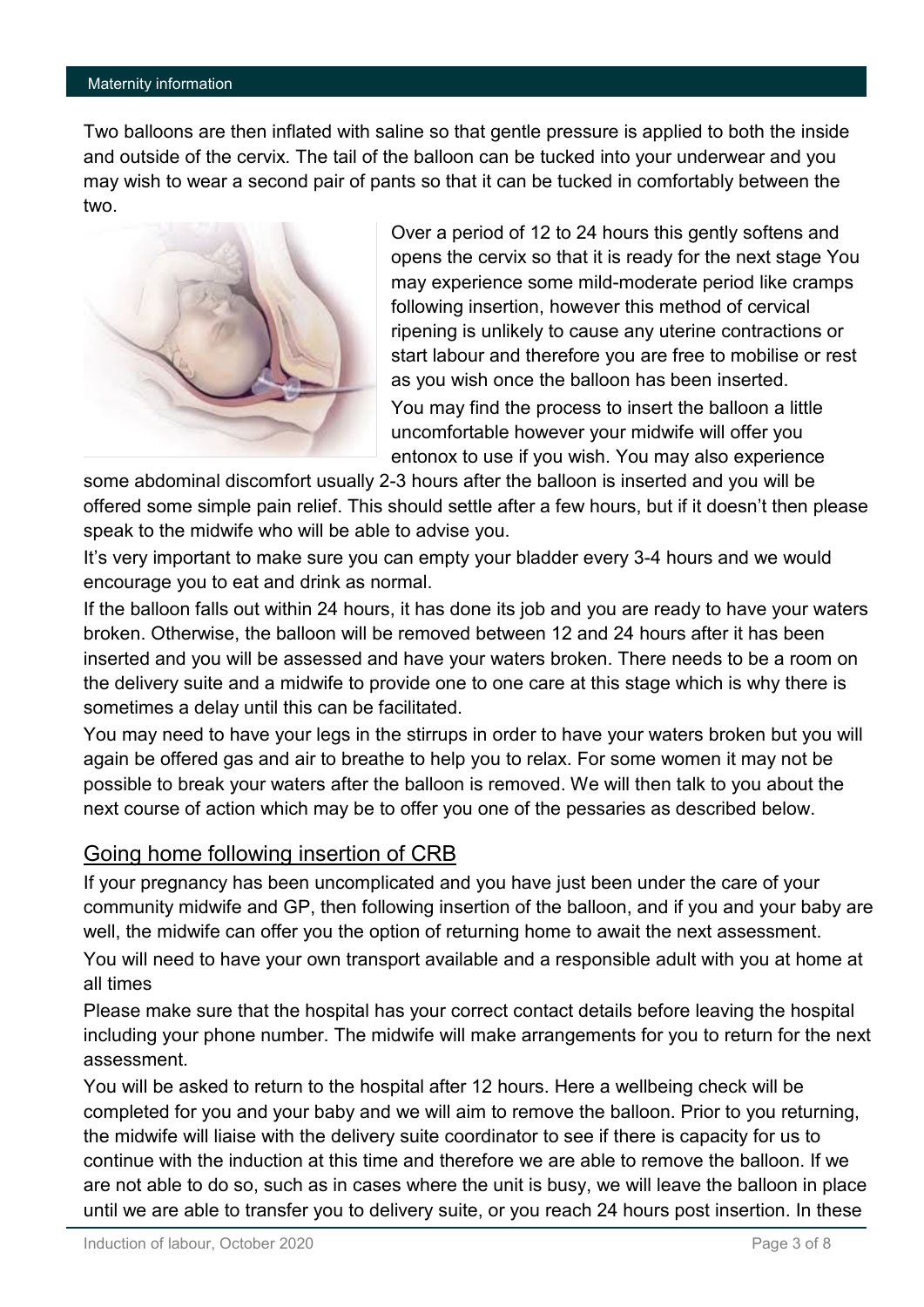Two balloons are then inflated with saline so that gentle pressure is applied to both the inside and outside of the cervix. The tail of the balloon can be tucked into your underwear and you may wish to wear a second pair of pants so that it can be tucked in comfortably between the two.

Over a period of 12 to 24 hours this gently softens and opens the cervix so that it is ready for the next stage You may experience some mild-moderate period like cramps following insertion, however this method of cervical ripening is unlikely to cause any uterine contractions or start labour and therefore you are free to mobilise or rest as you wish once the balloon has been inserted.

You may find the process to insert the balloon a little uncomfortable however your midwife will offer you entonox to use if you wish. You may also experience some abdominal discomfort usually 2-3 hours after the balloon is inserted and you will be offered some simple pain relief. This should settle after a few hours, but if it doesn't then please speak to the midwife who will be able to advise you.

It's very important to make sure you can empty your bladder every 3-4 hours and we would encourage you to eat and drink as normal.

If the balloon falls out within 24 hours, it has done its job and you are ready to have your waters broken. Otherwise, the balloon will be removed between 12 and 24 hours after it has been inserted and you will be assessed and have your waters broken. There needs to be a room on the delivery suite and a midwife to provide one to one care at this stage which is why there is sometimes a delay until this can be facilitated.

You may need to have your legs in the stirrups in order to have your waters broken but you will again be offered gas and air to breathe to help you to relax. For some women it may not be possible to break your waters after the balloon is removed. We will then talk to you about the next course of action which may be to offer you one of the pessaries as described below.

## Going home following insertion of CRB

If your pregnancy has been uncomplicated and you have just been under the care of your community midwife and GP, then following insertion of the balloon, and if you and your baby are well, the midwife can offer you the option of returning home to await the next assessment.

You will need to have your own transport available and a responsible adult with you at home at all times

Please make sure that the hospital has your correct contact details before leaving the hospital including your phone number. The midwife will make arrangements for you to return for the next assessment.

You will be asked to return to the hospital after 12 hours. Here a wellbeing check will be completed for you and your baby and we will aim to remove the balloon. Prior to you returning, the midwife will liaise with the delivery suite coordinator to see if there is capacity for us to continue with the induction at this time and therefore we are able to remove the balloon. If we are not able to do so, such as in cases where the unit is busy, we will leave the balloon in place until we are able to transfer you to delivery suite, or you reach 24 hours post insertion. In these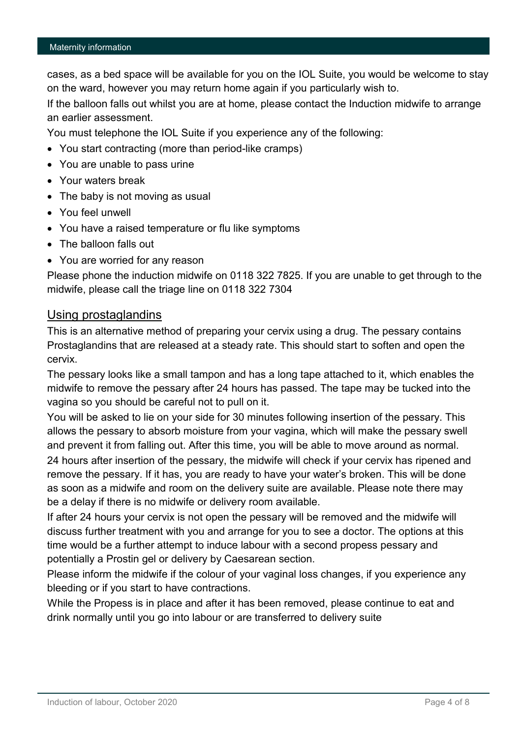cases, as a bed space will be available for you on the IOL Suite, you would be welcome to stay on the ward, however you may return home again if you particularly wish to.

If the balloon falls out whilst you are at home, please contact the Induction midwife to arrange an earlier assessment.

You must telephone the IOL Suite if you experience any of the following:

- You start contracting (more than period-like cramps)
- You are unable to pass urine
- Your waters break
- The baby is not moving as usual
- You feel unwell
- You have a raised temperature or flu like symptoms
- The balloon falls out
- You are worried for any reason

Please phone the induction midwife on 0118 322 7825. If you are unable to get through to the midwife, please call the triage line on 0118 322 7304

## Using prostaglandins

This is an alternative method of preparing your cervix using a drug. The pessary contains Prostaglandins that are released at a steady rate. This should start to soften and open the cervix.

The pessary looks like a small tampon and has a long tape attached to it, which enables the midwife to remove the pessary after 24 hours has passed. The tape may be tucked into the vagina so you should be careful not to pull on it.

You will be asked to lie on your side for 30 minutes following insertion of the pessary. This allows the pessary to absorb moisture from your vagina, which will make the pessary swell and prevent it from falling out. After this time, you will be able to move around as normal.

24 hours after insertion of the pessary, the midwife will check if your cervix has ripened and remove the pessary. If it has, you are ready to have your water's broken. This will be done as soon as a midwife and room on the delivery suite are available. Please note there may be a delay if there is no midwife or delivery room available.

If after 24 hours your cervix is not open the pessary will be removed and the midwife will discuss further treatment with you and arrange for you to see a doctor. The options at this time would be a further attempt to induce labour with a second propess pessary and potentially a Prostin gel or delivery by Caesarean section.

Please inform the midwife if the colour of your vaginal loss changes, if you experience any bleeding or if you start to have contractions.

While the Propess is in place and after it has been removed, please continue to eat and drink normally until you go into labour or are transferred to delivery suite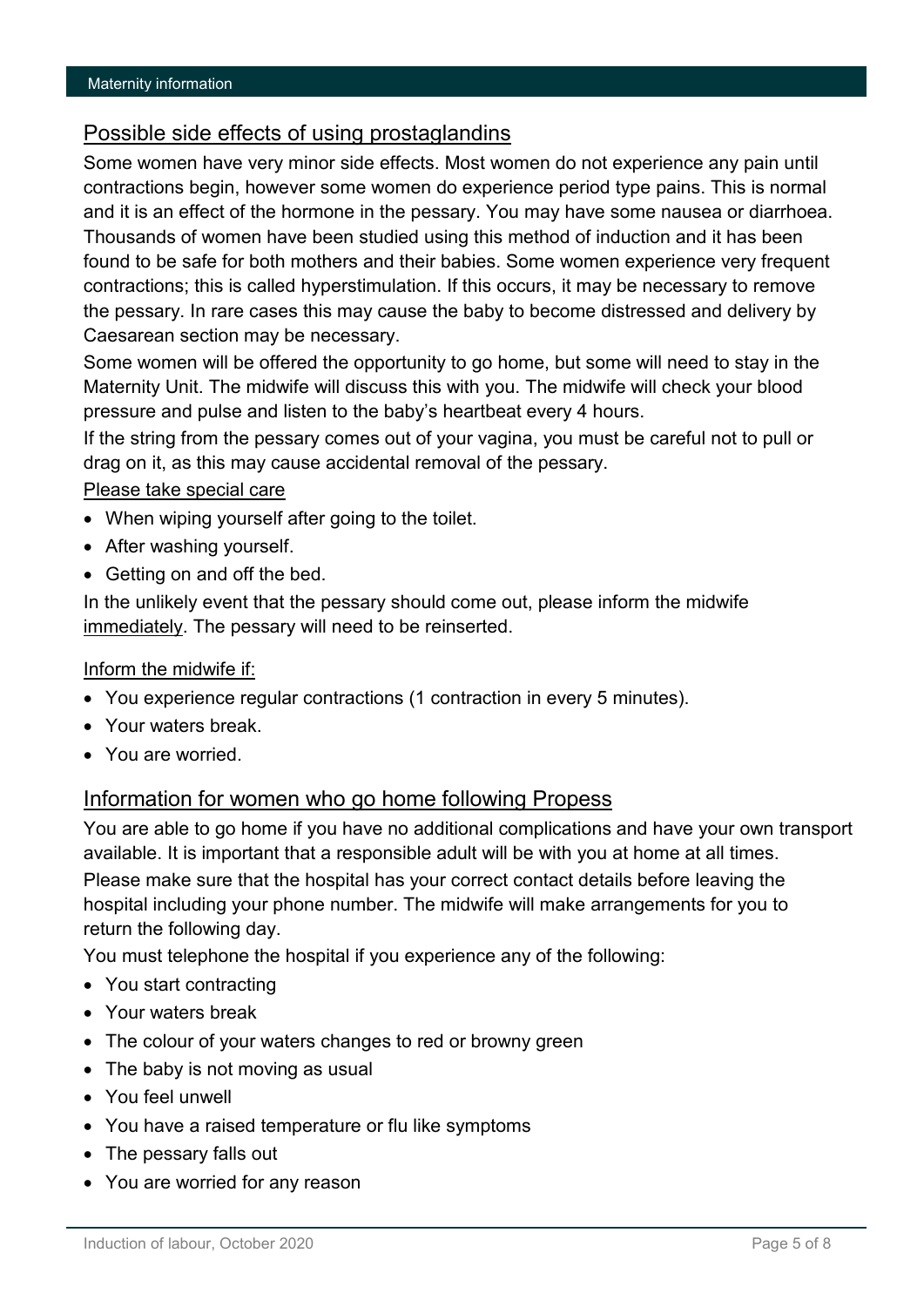## Possible side effects of using prostaglandins

Some women have very minor side effects. Most women do not experience any pain until contractions begin, however some women do experience period type pains. This is normal and it is an effect of the hormone in the pessary. You may have some nausea or diarrhoea. Thousands of women have been studied using this method of induction and it has been found to be safe for both mothers and their babies. Some women experience very frequent contractions; this is called hyperstimulation. If this occurs, it may be necessary to remove the pessary. In rare cases this may cause the baby to become distressed and delivery by Caesarean section may be necessary.

Some women will be offered the opportunity to go home, but some will need to stay in the Maternity Unit. The midwife will discuss this with you. The midwife will check your blood pressure and pulse and listen to the baby's heartbeat every 4 hours.

If the string from the pessary comes out of your vagina, you must be careful not to pull or drag on it, as this may cause accidental removal of the pessary.

Please take special care

- When wiping yourself after going to the toilet.
- After washing yourself.
- Getting on and off the bed.

In the unlikely event that the pessary should come out, please inform the midwife immediately. The pessary will need to be reinserted.

Inform the midwife if:

- You experience regular contractions (1 contraction in every 5 minutes).
- Your waters break.
- You are worried.

## Information for women who go home following Propess

You are able to go home if you have no additional complications and have your own transport available. It is important that a responsible adult will be with you at home at all times.

Please make sure that the hospital has your correct contact details before leaving the hospital including your phone number. The midwife will make arrangements for you to return the following day.

You must telephone the hospital if you experience any of the following:

- You start contracting
- Your waters break
- The colour of your waters changes to red or browny green
- The baby is not moving as usual
- You feel unwell
- You have a raised temperature or flu like symptoms
- The pessary falls out
- You are worried for any reason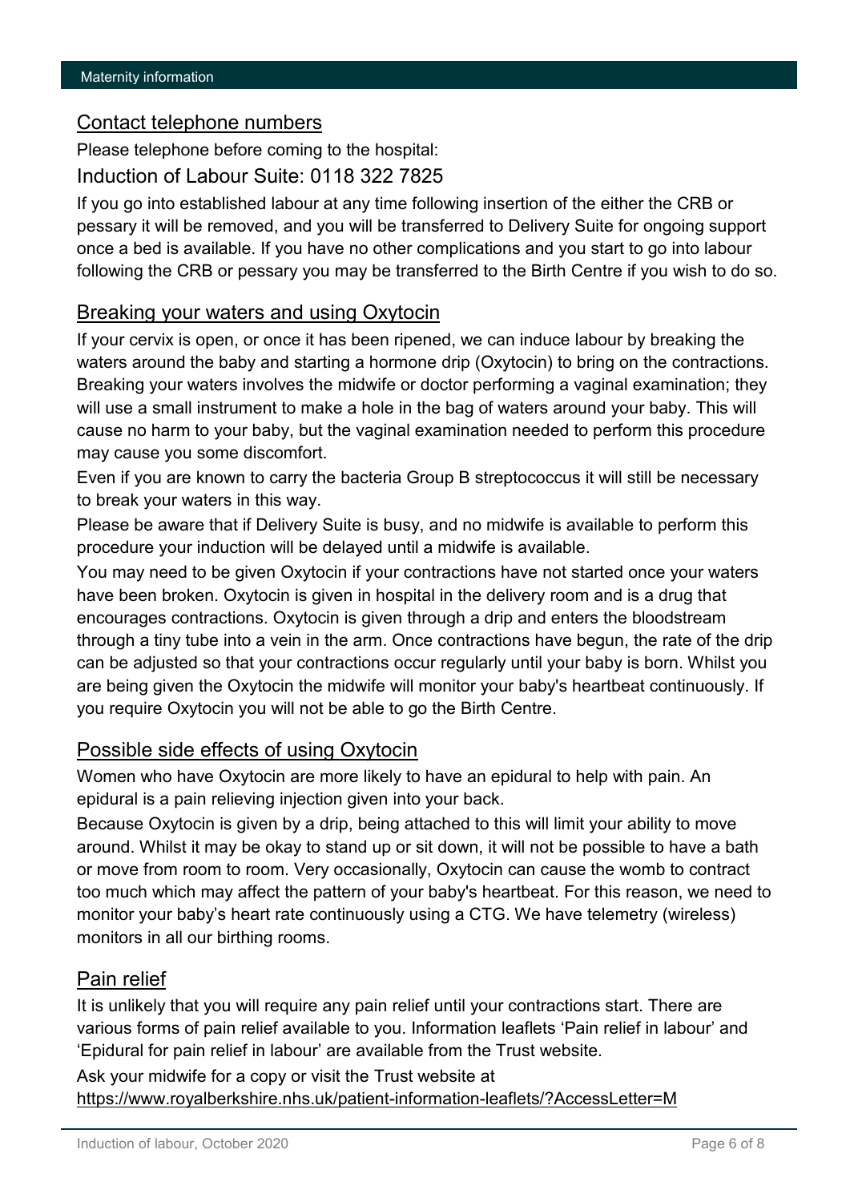## Contact telephone numbers

Please telephone before coming to the hospital:

Induction of Labour Suite: 0118 322 7825

If you go into established labour at any time following insertion of the either the CRB or pessary it will be removed, and you will be transferred to Delivery Suite for ongoing support once a bed is available. If you have no other complications and you start to go into labour following the CRB or pessary you may be transferred to the Birth Centre if you wish to do so.

## Breaking your waters and using Oxytocin

If your cervix is open, or once it has been ripened, we can induce labour by breaking the waters around the baby and starting a hormone drip (Oxytocin) to bring on the contractions. Breaking your waters involves the midwife or doctor performing a vaginal examination; they will use a small instrument to make a hole in the bag of waters around your baby. This will cause no harm to your baby, but the vaginal examination needed to perform this procedure may cause you some discomfort.

Even if you are known to carry the bacteria Group B streptococcus it will still be necessary to break your waters in this way.

Please be aware that if Delivery Suite is busy, and no midwife is available to perform this procedure your induction will be delayed until a midwife is available.

You may need to be given Oxytocin if your contractions have not started once your waters have been broken. Oxytocin is given in hospital in the delivery room and is a drug that encourages contractions. Oxytocin is given through a drip and enters the bloodstream through a tiny tube into a vein in the arm. Once contractions have begun, the rate of the drip can be adjusted so that your contractions occur regularly until your baby is born. Whilst you are being given the Oxytocin the midwife will monitor your baby's heartbeat continuously. If you require Oxytocin you will not be able to go the Birth Centre.

## Possible side effects of using Oxytocin

Women who have Oxytocin are more likely to have an epidural to help with pain. An epidural is a pain relieving injection given into your back.

Because Oxytocin is given by a drip, being attached to this will limit your ability to move around. Whilst it may be okay to stand up or sit down, it will not be possible to have a bath or move from room to room. Very occasionally, Oxytocin can cause the womb to contract too much which may affect the pattern of your baby's heartbeat. For this reason, we need to monitor your baby's heart rate continuously using a CTG. We have telemetry (wireless) monitors in all our birthing rooms.

## Pain relief

It is unlikely that you will require any pain relief until your contractions start. There are various forms of pain relief available to you. Information leaflets 'Pain relief in labour' and 'Epidural for pain relief in labour' are available from the Trust website.

Ask your midwife for a copy or visit the Trust website at https://www.royalberkshire.nhs.uk/patient-information-leaflets/?AccessLetter=M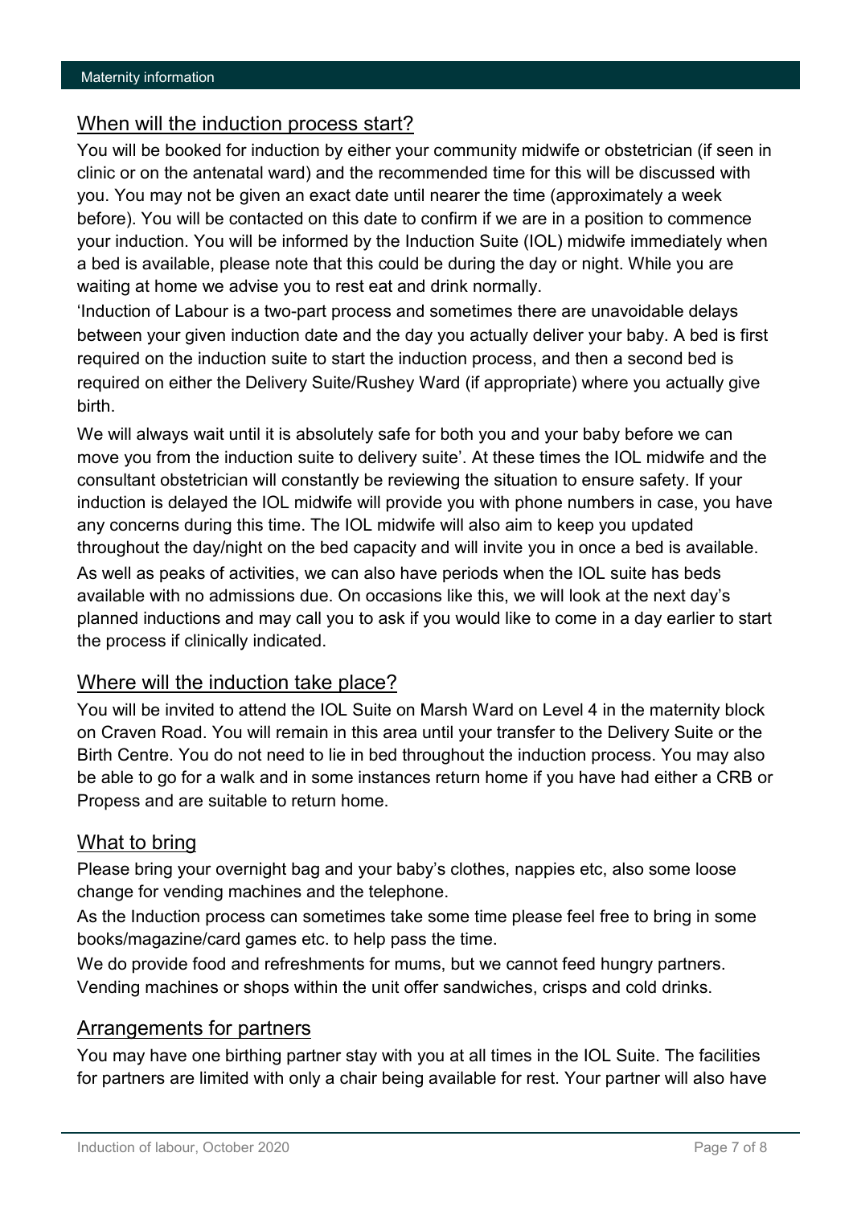## When will the induction process start?

You will be booked for induction by either your community midwife or obstetrician (if seen in clinic or on the antenatal ward) and the recommended time for this will be discussed with you. You may not be given an exact date until nearer the time (approximately a week before). You will be contacted on this date to confirm if we are in a position to commence your induction. You will be informed by the Induction Suite (IOL) midwife immediately when a bed is available, please note that this could be during the day or night. While you are waiting at home we advise you to rest eat and drink normally.

'Induction of Labour is a two-part process and sometimes there are unavoidable delays between your given induction date and the day you actually deliver your baby. A bed is first required on the induction suite to start the induction process, and then a second bed is required on either the Delivery Suite/Rushey Ward (if appropriate) where you actually give birth.

We will always wait until it is absolutely safe for both you and your baby before we can move you from the induction suite to delivery suite'. At these times the IOL midwife and the consultant obstetrician will constantly be reviewing the situation to ensure safety. If your induction is delayed the IOL midwife will provide you with phone numbers in case, you have any concerns during this time. The IOL midwife will also aim to keep you updated throughout the day/night on the bed capacity and will invite you in once a bed is available. As well as peaks of activities, we can also have periods when the IOL suite has beds available with no admissions due. On occasions like this, we will look at the next day's planned inductions and may call you to ask if you would like to come in a day earlier to start the process if clinically indicated.

## Where will the induction take place?

You will be invited to attend the IOL Suite on Marsh Ward on Level 4 in the maternity block on Craven Road. You will remain in this area until your transfer to the Delivery Suite or the Birth Centre. You do not need to lie in bed throughout the induction process. You may also be able to go for a walk and in some instances return home if you have had either a CRB or Propess and are suitable to return home.

## What to bring

Please bring your overnight bag and your baby's clothes, nappies etc, also some loose change for vending machines and the telephone.

As the Induction process can sometimes take some time please feel free to bring in some books/magazine/card games etc. to help pass the time.

We do provide food and refreshments for mums, but we cannot feed hungry partners. Vending machines or shops within the unit offer sandwiches, crisps and cold drinks.

## Arrangements for partners

You may have one birthing partner stay with you at all times in the IOL Suite. The facilities for partners are limited with only a chair being available for rest. Your partner will also have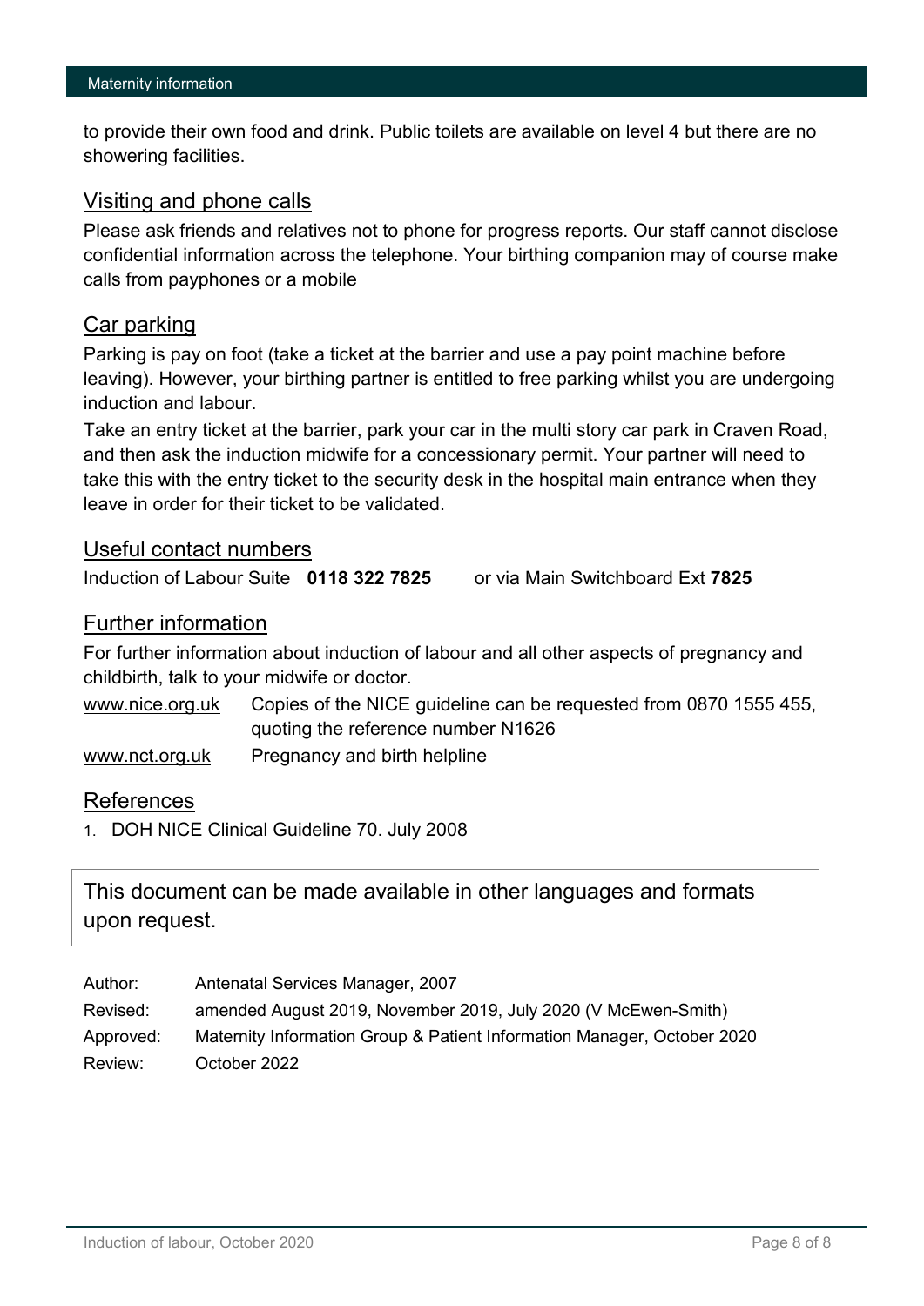to provide their own food and drink. Public toilets are available on level 4 but there are no showering facilities.

## Visiting and phone calls

Please ask friends and relatives not to phone for progress reports. Our staff cannot disclose confidential information across the telephone. Your birthing companion may of course make calls from payphones or a mobile

## Car parking

Parking is pay on foot (take a ticket at the barrier and use a pay point machine before leaving). However, your birthing partner is entitled to free parking whilst you are undergoing induction and labour.

Take an entry ticket at the barrier, park your car in the multi story car park in Craven Road, and then ask the induction midwife for a concessionary permit. Your partner will need to take this with the entry ticket to the security desk in the hospital main entrance when they leave in order for their ticket to be validated.

## Useful contact numbers

Induction of Labour Suite **0118 322 7825** or via Main Switchboard Ext **7825**

## Further information

For further information about induction of labour and all other aspects of pregnancy and childbirth, talk to your midwife or doctor.

| | |
|---|---|
| www.nice.org.uk | Copies of the NICE guideline can be requested from 0870 1555 455, quoting the reference number N1626 |
| www.nct.org.uk | Pregnancy and birth helpline |

## References

1. DOH NICE Clinical Guideline 70. July 2008

This document can be made available in other languages and formats upon request.

| | |
|---|---|
| Author: | Antenatal Services Manager, 2007 |
| Revised: | amended August 2019, November 2019, July 2020 (V McEwen-Smith) |
| Approved: | Maternity Information Group & Patient Information Manager, October 2020 |
| Review: | October 2022 |